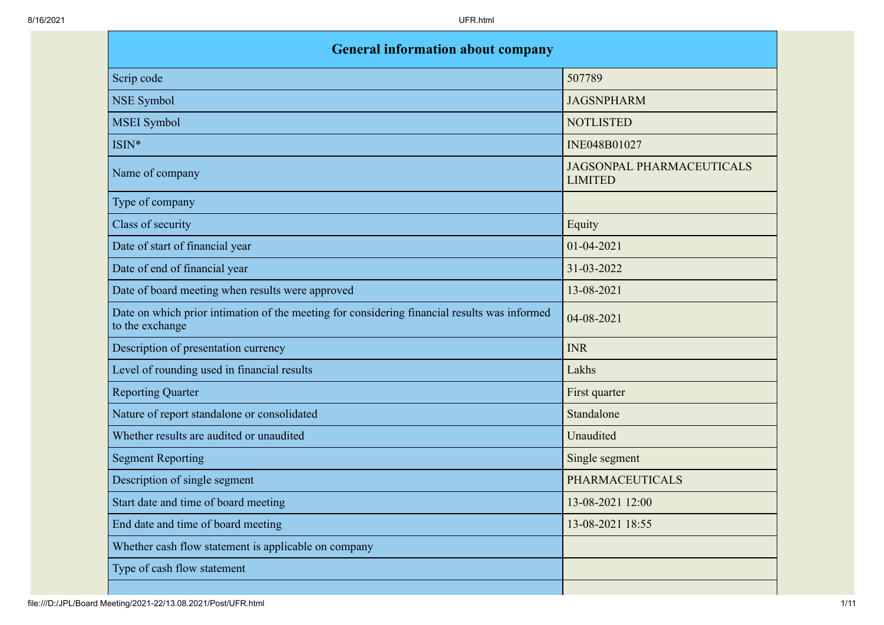| General information about company | |
|---|---|
| Scrip code | 507789 |
| NSE Symbol | JAGSNPHARM |
| MSEI Symbol | NOTLISTED |
| ISIN* | INE048B01027 |
| Name of company | JAGSONPAL PHARMACEUTICALS LIMITED |
| Type of company | |
| Class of security | Equity |
| Date of start of financial year | 01-04-2021 |
| Date of end of financial year | 31-03-2022 |
| Date of board meeting when results were approved | 13-08-2021 |
| Date on which prior intimation of the meeting for considering financial results was informed to the exchange | 04-08-2021 |
| Description of presentation currency | INR |
| Level of rounding used in financial results | Lakhs |
| Reporting Quarter | First quarter |
| Nature of report standalone or consolidated | Standalone |
| Whether results are audited or unaudited | Unaudited |
| Segment Reporting | Single segment |
| Description of single segment | PHARMACEUTICALS |
| Start date and time of board meeting | 13-08-2021 12:00 |
| End date and time of board meeting | 13-08-2021 18:55 |
| Whether cash flow statement is applicable on company | |
| Type of cash flow statement | |
| | |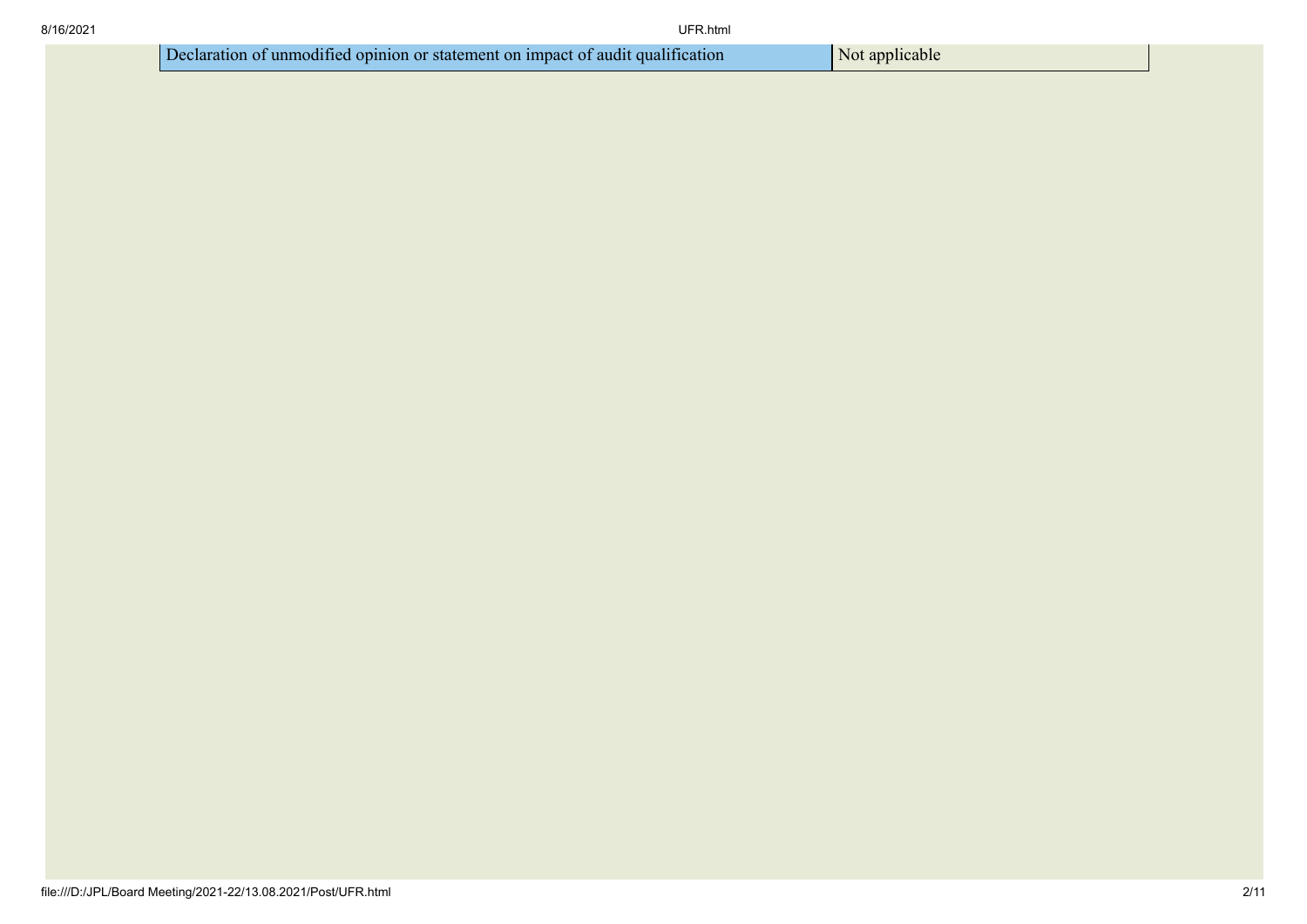| | |
|---|---|
| Declaration of unmodified opinion or statement on impact of audit qualification | Not applicable |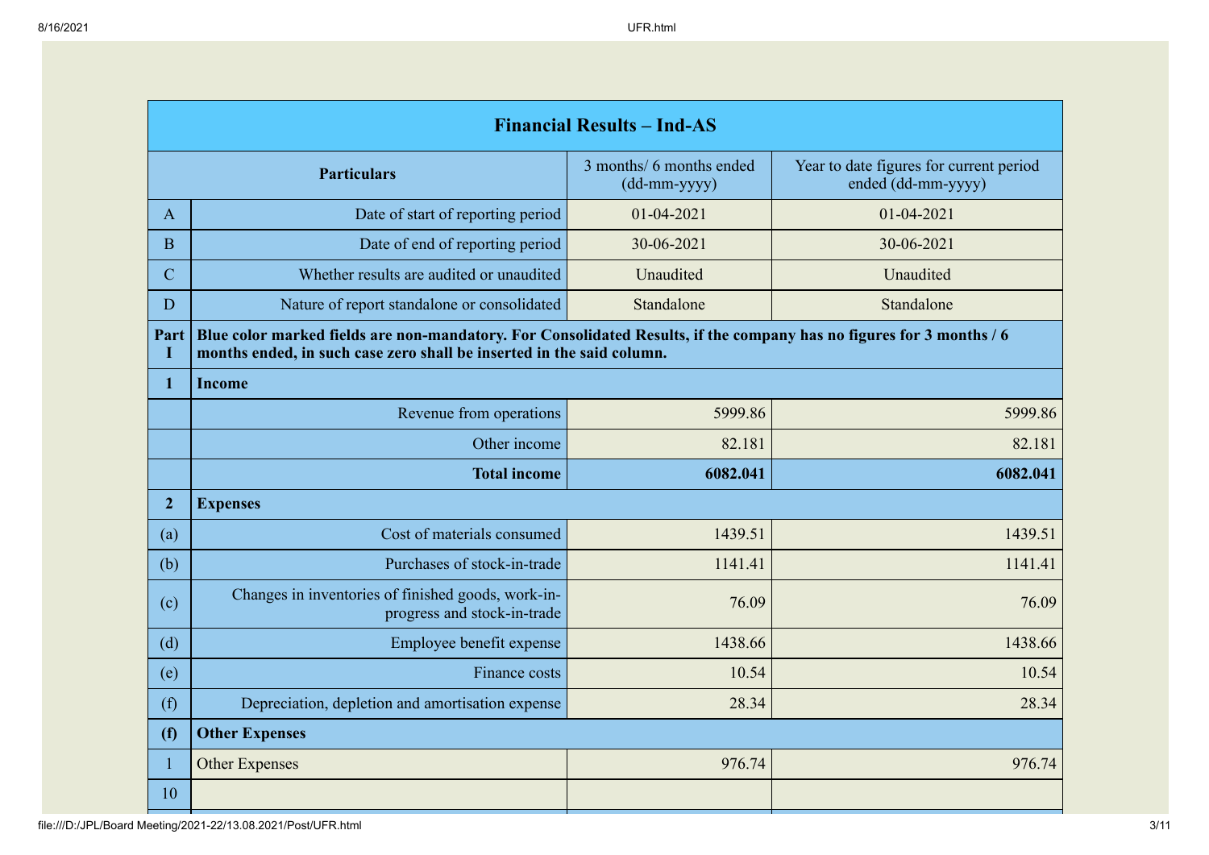| Financial Results – Ind-AS | | | |
|---|---|---|---|
| **Particulars** | | 3 months/ 6 months ended (dd-mm-yyyy) | Year to date figures for current period ended (dd-mm-yyyy) |
| A | Date of start of reporting period | 01-04-2021 | 01-04-2021 |
| B | Date of end of reporting period | 30-06-2021 | 30-06-2021 |
| C | Whether results are audited or unaudited | Unaudited | Unaudited |
| D | Nature of report standalone or consolidated | Standalone | Standalone |
| **Part I** | **Blue color marked fields are non-mandatory. For Consolidated Results, if the company has no figures for 3 months / 6 months ended, in such case zero shall be inserted in the said column.** | | |
| **1** | **Income** | | |
| | Revenue from operations | 5999.86 | 5999.86 |
| | Other income | 82.181 | 82.181 |
| | **Total income** | **6082.041** | **6082.041** |
| **2** | **Expenses** | | |
| (a) | Cost of materials consumed | 1439.51 | 1439.51 |
| (b) | Purchases of stock-in-trade | 1141.41 | 1141.41 |
| (c) | Changes in inventories of finished goods, work-in-progress and stock-in-trade | 76.09 | 76.09 |
| (d) | Employee benefit expense | 1438.66 | 1438.66 |
| (e) | Finance costs | 10.54 | 10.54 |
| (f) | Depreciation, depletion and amortisation expense | 28.34 | 28.34 |
| **(f)** | **Other Expenses** | | |
| 1 | Other Expenses | 976.74 | 976.74 |
| 10 | | | |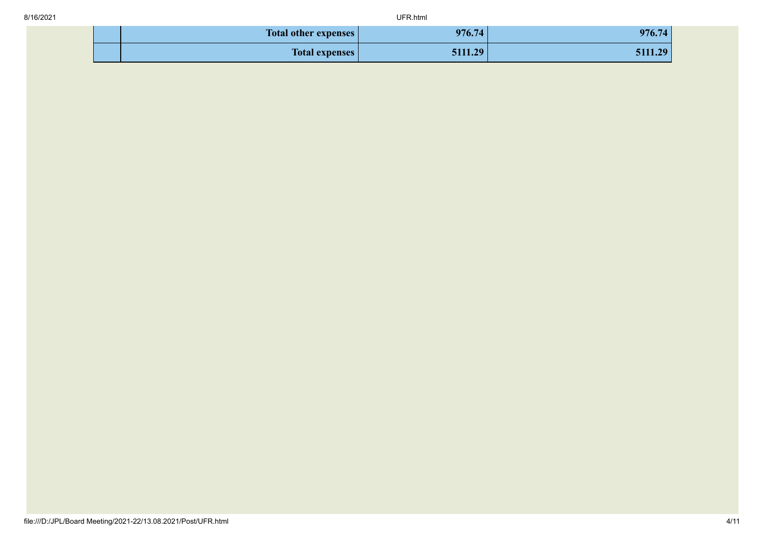|  |  |  |  |
|---|---|---|---|
|  | **Total other expenses** | **976.74** | **976.74** |
|  | **Total expenses** | **5111.29** | **5111.29** |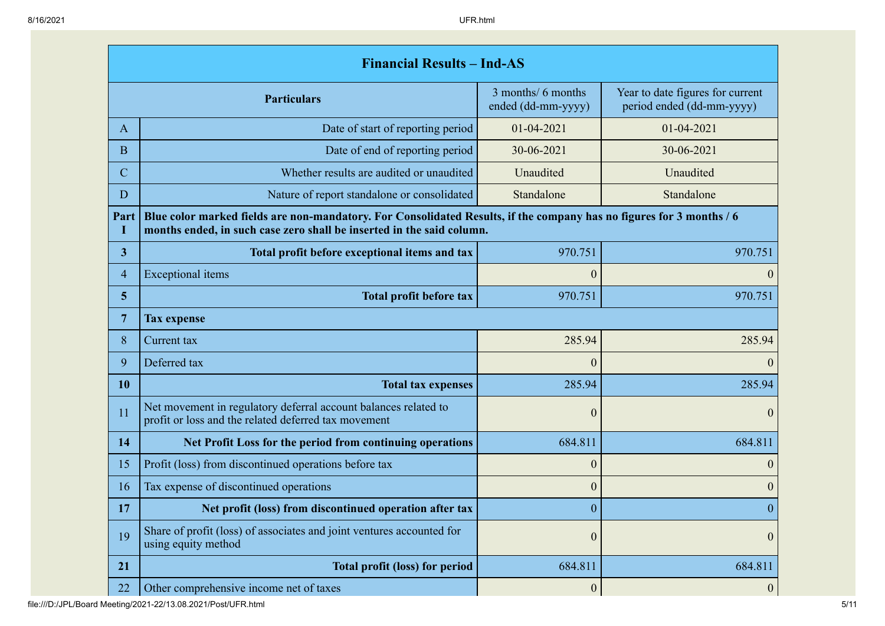| Financial Results – Ind-AS | | | |
|---|---|---|---|
| | **Particulars** | 3 months/ 6 months ended (dd-mm-yyyy) | Year to date figures for current period ended (dd-mm-yyyy) |
| A | Date of start of reporting period | 01-04-2021 | 01-04-2021 |
| B | Date of end of reporting period | 30-06-2021 | 30-06-2021 |
| C | Whether results are audited or unaudited | Unaudited | Unaudited |
| D | Nature of report standalone or consolidated | Standalone | Standalone |
| **Part I** | **Blue color marked fields are non-mandatory. For Consolidated Results, if the company has no figures for 3 months / 6 months ended, in such case zero shall be inserted in the said column.** | | |
| **3** | **Total profit before exceptional items and tax** | 970.751 | 970.751 |
| 4 | Exceptional items | 0 | 0 |
| **5** | **Total profit before tax** | 970.751 | 970.751 |
| **7** | **Tax expense** | | |
| 8 | Current tax | 285.94 | 285.94 |
| 9 | Deferred tax | 0 | 0 |
| **10** | **Total tax expenses** | 285.94 | 285.94 |
| 11 | Net movement in regulatory deferral account balances related to profit or loss and the related deferred tax movement | 0 | 0 |
| **14** | **Net Profit Loss for the period from continuing operations** | 684.811 | 684.811 |
| 15 | Profit (loss) from discontinued operations before tax | 0 | 0 |
| 16 | Tax expense of discontinued operations | 0 | 0 |
| **17** | **Net profit (loss) from discontinued operation after tax** | 0 | 0 |
| 19 | Share of profit (loss) of associates and joint ventures accounted for using equity method | 0 | 0 |
| **21** | **Total profit (loss) for period** | 684.811 | 684.811 |
| 22 | Other comprehensive income net of taxes | 0 | 0 |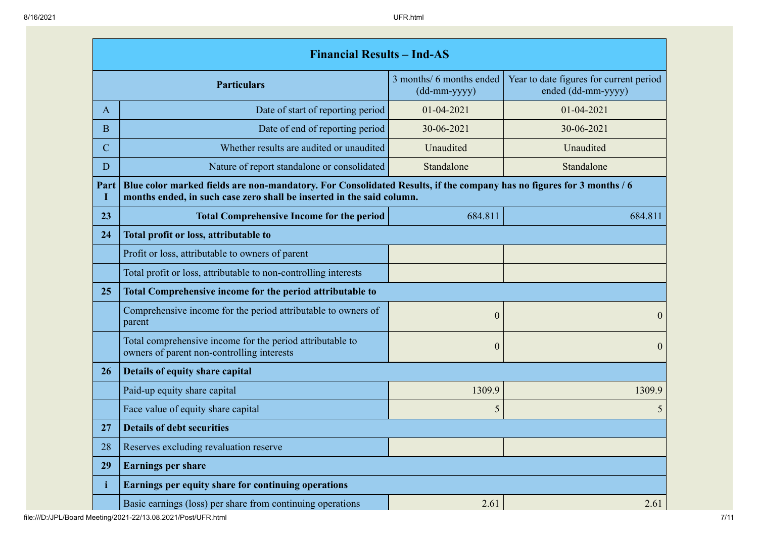| Financial Results – Ind-AS | | | |
|---|---|---|---|
| | **Particulars** | 3 months/ 6 months ended (dd-mm-yyyy) | Year to date figures for current period ended (dd-mm-yyyy) |
| A | Date of start of reporting period | 01-04-2021 | 01-04-2021 |
| B | Date of end of reporting period | 30-06-2021 | 30-06-2021 |
| C | Whether results are audited or unaudited | Unaudited | Unaudited |
| D | Nature of report standalone or consolidated | Standalone | Standalone |
| **Part I** | **Blue color marked fields are non-mandatory. For Consolidated Results, if the company has no figures for 3 months / 6 months ended, in such case zero shall be inserted in the said column.** | | |
| **23** | **Total Comprehensive Income for the period** | 684.811 | 684.811 |
| **24** | **Total profit or loss, attributable to** | | |
| | Profit or loss, attributable to owners of parent | | |
| | Total profit or loss, attributable to non-controlling interests | | |
| **25** | **Total Comprehensive income for the period attributable to** | | |
| | Comprehensive income for the period attributable to owners of parent | 0 | 0 |
| | Total comprehensive income for the period attributable to owners of parent non-controlling interests | 0 | 0 |
| **26** | **Details of equity share capital** | | |
| | Paid-up equity share capital | 1309.9 | 1309.9 |
| | Face value of equity share capital | 5 | 5 |
| **27** | **Details of debt securities** | | |
| 28 | Reserves excluding revaluation reserve | | |
| **29** | **Earnings per share** | | |
| **i** | **Earnings per equity share for continuing operations** | | |
| | Basic earnings (loss) per share from continuing operations | 2.61 | 2.61 |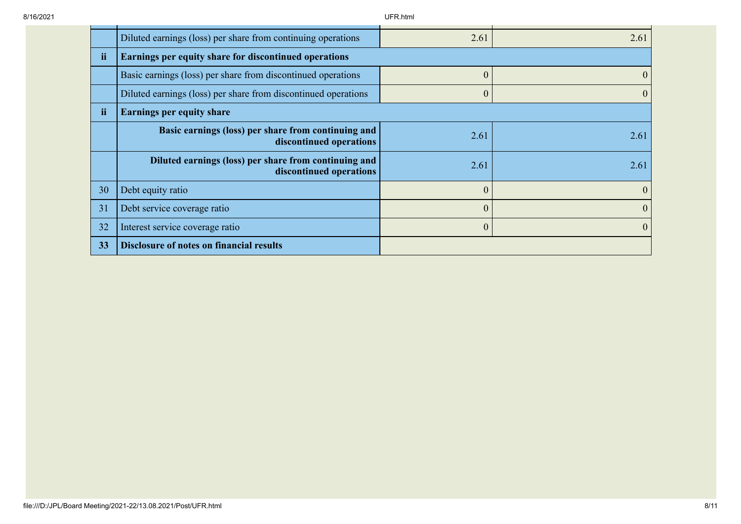| | | | |
|---|---|---|---|
| | Diluted earnings (loss) per share from continuing operations | 2.61 | 2.61 |
| **ii** | **Earnings per equity share for discontinued operations** | | |
| | Basic earnings (loss) per share from discontinued operations | 0 | 0 |
| | Diluted earnings (loss) per share from discontinued operations | 0 | 0 |
| **ii** | **Earnings per equity share** | | |
| | **Basic earnings (loss) per share from continuing and discontinued operations** | 2.61 | 2.61 |
| | **Diluted earnings (loss) per share from continuing and discontinued operations** | 2.61 | 2.61 |
| 30 | Debt equity ratio | 0 | 0 |
| 31 | Debt service coverage ratio | 0 | 0 |
| 32 | Interest service coverage ratio | 0 | 0 |
| **33** | **Disclosure of notes on financial results** | | |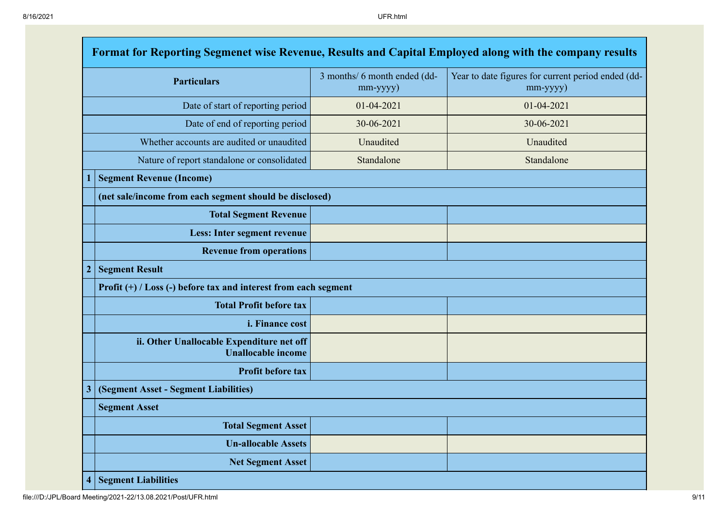| Format for Reporting Segmenet wise Revenue, Results and Capital Employed along with the company results | | | |
|---|---|---|---|
| Particulars | | 3 months/ 6 month ended (dd-mm-yyyy) | Year to date figures for current period ended (dd-mm-yyyy) |
| Date of start of reporting period | | 01-04-2021 | 01-04-2021 |
| Date of end of reporting period | | 30-06-2021 | 30-06-2021 |
| Whether accounts are audited or unaudited | | Unaudited | Unaudited |
| Nature of report standalone or consolidated | | Standalone | Standalone |
| **1** | **Segment Revenue (Income)** | | |
| | **(net sale/income from each segment should be disclosed)** | | |
| | **Total Segment Revenue** | | |
| | **Less: Inter segment revenue** | | |
| | **Revenue from operations** | | |
| **2** | **Segment Result** | | |
| | **Profit (+) / Loss (-) before tax and interest from each segment** | | |
| | **Total Profit before tax** | | |
| | **i. Finance cost** | | |
| | **ii. Other Unallocable Expenditure net off Unallocable income** | | |
| | **Profit before tax** | | |
| **3** | **(Segment Asset - Segment Liabilities)** | | |
| | **Segment Asset** | | |
| | **Total Segment Asset** | | |
| | **Un-allocable Assets** | | |
| | **Net Segment Asset** | | |
| **4** | **Segment Liabilities** | | |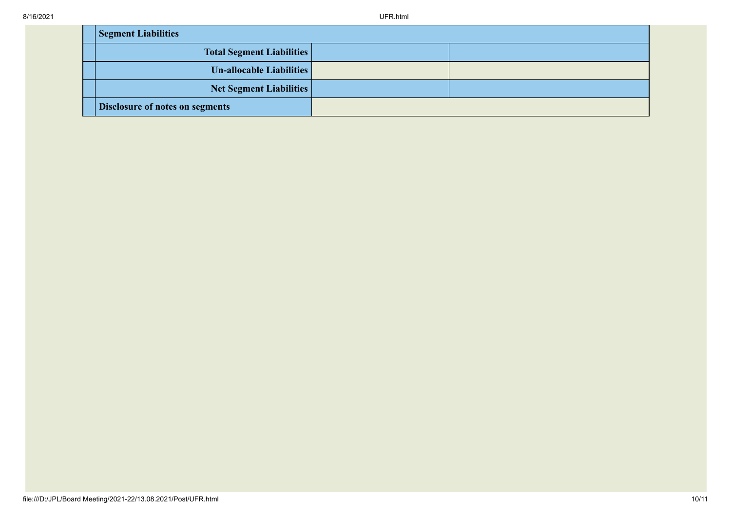| | | | |
|---|---|---|---|
| | **Segment Liabilities** | | |
| | **Total Segment Liabilities** | | |
| | **Un-allocable Liabilities** | | |
| | **Net Segment Liabilities** | | |
| | **Disclosure of notes on segments** | | |